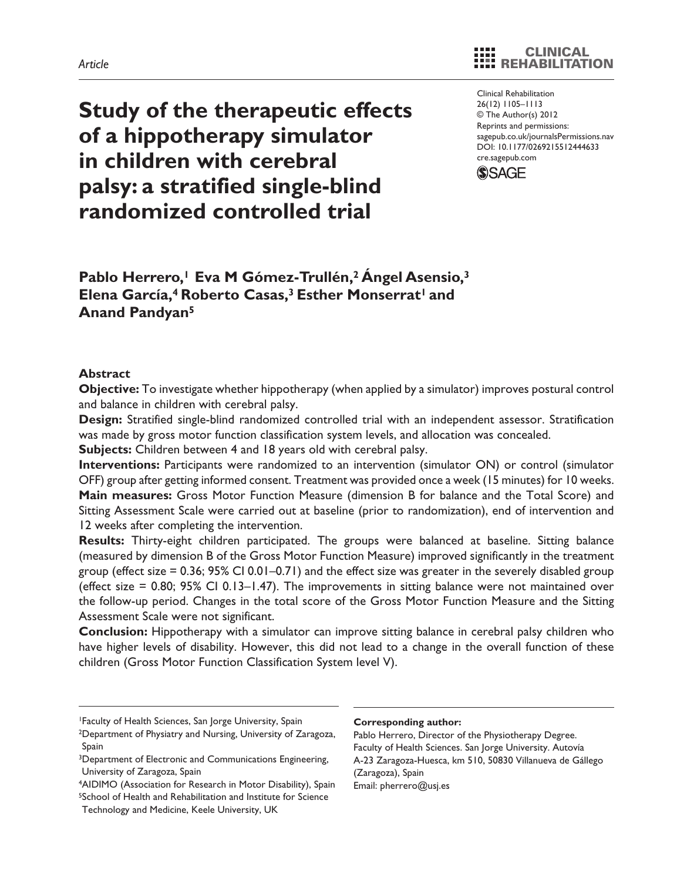*Article*

# Study of the therapeutic effects of a hippotherapy simulator in children with cerebral palsy: a stratified single-blind randomized controlled trial

Clinical Rehabilitation
26(12) 1105–1113
© The Author(s) 2012
Reprints and permissions: sagepub.co.uk/journalsPermissions.nav
DOI: 10.1177/0269215512444633
cre.sagepub.com

**Pablo Herrero,[1] Eva M Gómez-Trullén,[2] Ángel Asensio,[3] Elena García,[4] Roberto Casas,[3] Esther Monserrat[1] and Anand Pandyan[5]**

## Abstract

**Objective:** To investigate whether hippotherapy (when applied by a simulator) improves postural control and balance in children with cerebral palsy.

**Design:** Stratified single-blind randomized controlled trial with an independent assessor. Stratification was made by gross motor function classification system levels, and allocation was concealed.

**Subjects:** Children between 4 and 18 years old with cerebral palsy.

**Interventions:** Participants were randomized to an intervention (simulator ON) or control (simulator OFF) group after getting informed consent. Treatment was provided once a week (15 minutes) for 10 weeks.

**Main measures:** Gross Motor Function Measure (dimension B for balance and the Total Score) and Sitting Assessment Scale were carried out at baseline (prior to randomization), end of intervention and 12 weeks after completing the intervention.

**Results:** Thirty-eight children participated. The groups were balanced at baseline. Sitting balance (measured by dimension B of the Gross Motor Function Measure) improved significantly in the treatment group (effect size = 0.36; 95% CI 0.01–0.71) and the effect size was greater in the severely disabled group (effect size = 0.80; 95% CI 0.13–1.47). The improvements in sitting balance were not maintained over the follow-up period. Changes in the total score of the Gross Motor Function Measure and the Sitting Assessment Scale were not significant.

**Conclusion:** Hippotherapy with a simulator can improve sitting balance in cerebral palsy children who have higher levels of disability. However, this did not lead to a change in the overall function of these children (Gross Motor Function Classification System level V).

---

[1]Faculty of Health Sciences, San Jorge University, Spain
[2]Department of Physiatry and Nursing, University of Zaragoza, Spain
[3]Department of Electronic and Communications Engineering, University of Zaragoza, Spain
[4]AIDIMO (Association for Research in Motor Disability), Spain
[5]School of Health and Rehabilitation and Institute for Science Technology and Medicine, Keele University, UK

**Corresponding author:**
Pablo Herrero, Director of the Physiotherapy Degree. Faculty of Health Sciences. San Jorge University. Autovía A-23 Zaragoza-Huesca, km 510, 50830 Villanueva de Gállego (Zaragoza), Spain
Email: pherrero@usj.es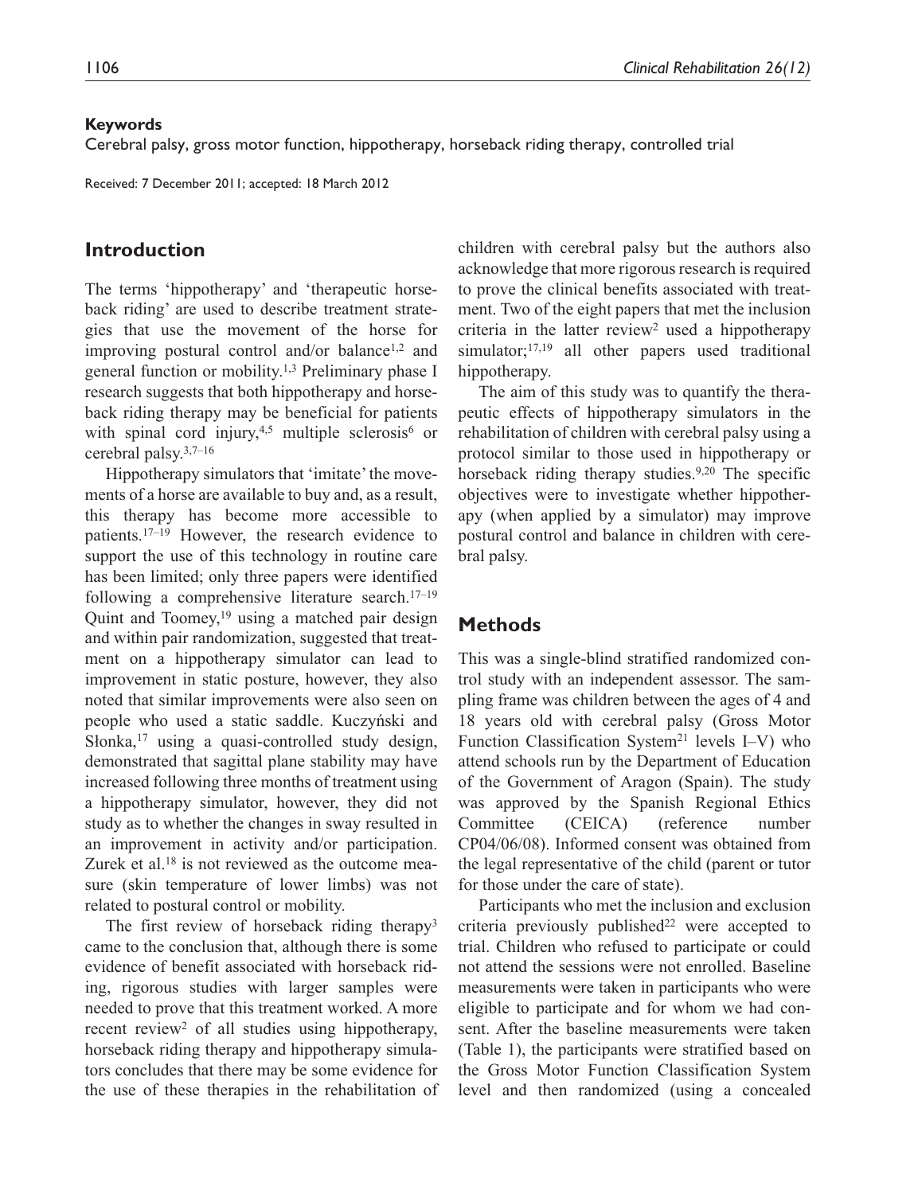**Keywords**

Cerebral palsy, gross motor function, hippotherapy, horseback riding therapy, controlled trial

Received: 7 December 2011; accepted: 18 March 2012

## Introduction

The terms 'hippotherapy' and 'therapeutic horseback riding' are used to describe treatment strategies that use the movement of the horse for improving postural control and/or balance[1,2] and general function or mobility.[1,3] Preliminary phase I research suggests that both hippotherapy and horseback riding therapy may be beneficial for patients with spinal cord injury,[4,5] multiple sclerosis[6] or cerebral palsy.[3,7–16]

Hippotherapy simulators that 'imitate' the movements of a horse are available to buy and, as a result, this therapy has become more accessible to patients.[17–19] However, the research evidence to support the use of this technology in routine care has been limited; only three papers were identified following a comprehensive literature search.[17–19] Quint and Toomey,[19] using a matched pair design and within pair randomization, suggested that treatment on a hippotherapy simulator can lead to improvement in static posture, however, they also noted that similar improvements were also seen on people who used a static saddle. Kuczyński and Słonka,[17] using a quasi-controlled study design, demonstrated that sagittal plane stability may have increased following three months of treatment using a hippotherapy simulator, however, they did not study as to whether the changes in sway resulted in an improvement in activity and/or participation. Zurek et al.[18] is not reviewed as the outcome measure (skin temperature of lower limbs) was not related to postural control or mobility.

The first review of horseback riding therapy[3] came to the conclusion that, although there is some evidence of benefit associated with horseback riding, rigorous studies with larger samples were needed to prove that this treatment worked. A more recent review[2] of all studies using hippotherapy, horseback riding therapy and hippotherapy simulators concludes that there may be some evidence for the use of these therapies in the rehabilitation of children with cerebral palsy but the authors also acknowledge that more rigorous research is required to prove the clinical benefits associated with treatment. Two of the eight papers that met the inclusion criteria in the latter review[2] used a hippotherapy simulator;[17,19] all other papers used traditional hippotherapy.

The aim of this study was to quantify the therapeutic effects of hippotherapy simulators in the rehabilitation of children with cerebral palsy using a protocol similar to those used in hippotherapy or horseback riding therapy studies.[9,20] The specific objectives were to investigate whether hippotherapy (when applied by a simulator) may improve postural control and balance in children with cerebral palsy.

## Methods

This was a single-blind stratified randomized control study with an independent assessor. The sampling frame was children between the ages of 4 and 18 years old with cerebral palsy (Gross Motor Function Classification System[21] levels I–V) who attend schools run by the Department of Education of the Government of Aragon (Spain). The study was approved by the Spanish Regional Ethics Committee (CEICA) (reference number CP04/06/08). Informed consent was obtained from the legal representative of the child (parent or tutor for those under the care of state).

Participants who met the inclusion and exclusion criteria previously published[22] were accepted to trial. Children who refused to participate or could not attend the sessions were not enrolled. Baseline measurements were taken in participants who were eligible to participate and for whom we had consent. After the baseline measurements were taken (Table 1), the participants were stratified based on the Gross Motor Function Classification System level and then randomized (using a concealed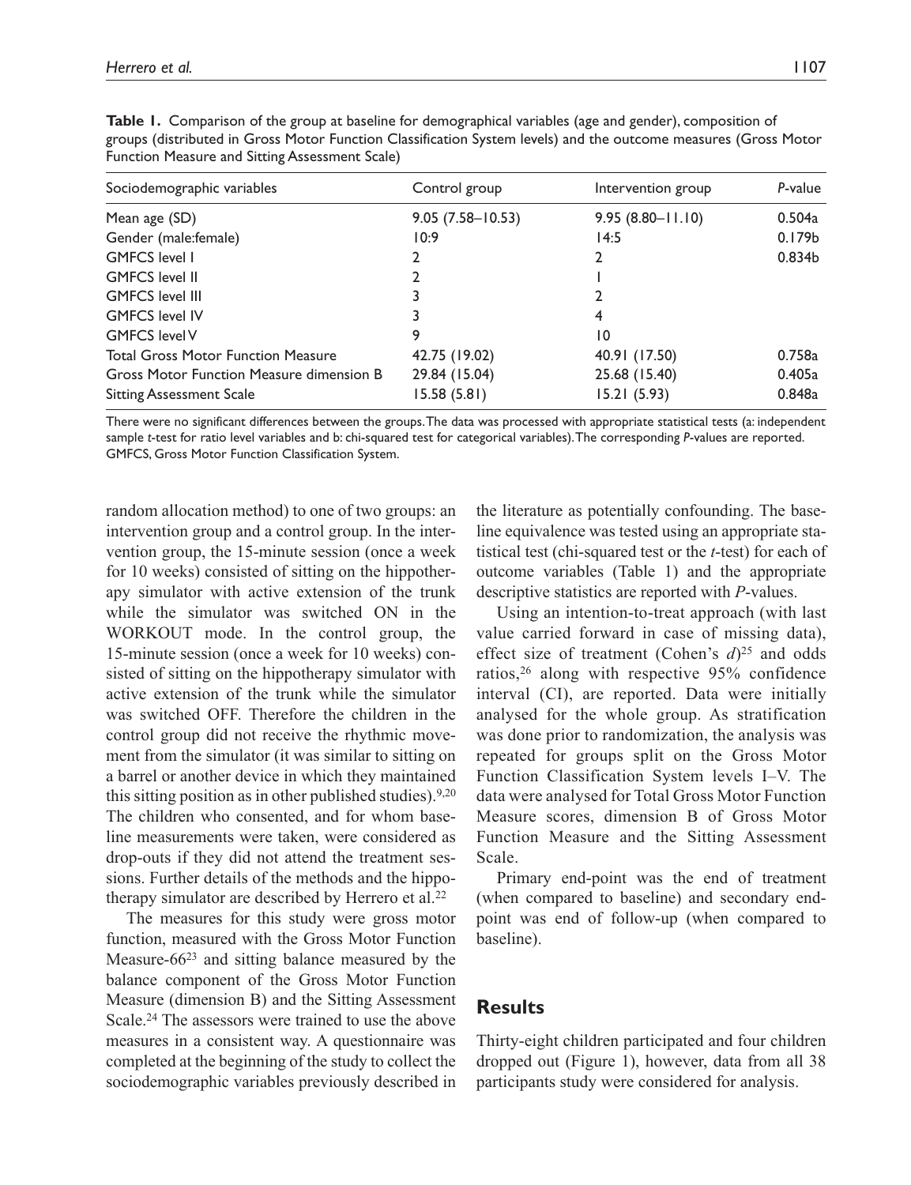**Table 1.** Comparison of the group at baseline for demographical variables (age and gender), composition of groups (distributed in Gross Motor Function Classification System levels) and the outcome measures (Gross Motor Function Measure and Sitting Assessment Scale)

| Sociodemographic variables | Control group | Intervention group | *P*-value |
|---|---|---|---|
| Mean age (SD) | 9.05 (7.58–10.53) | 9.95 (8.80–11.10) | 0.504a |
| Gender (male:female) | 10:9 | 14:5 | 0.179b |
| GMFCS level I | 2 | 2 | 0.834b |
| GMFCS level II | 2 | 1 | |
| GMFCS level III | 3 | 2 | |
| GMFCS level IV | 3 | 4 | |
| GMFCS level V | 9 | 10 | |
| Total Gross Motor Function Measure | 42.75 (19.02) | 40.91 (17.50) | 0.758a |
| Gross Motor Function Measure dimension B | 29.84 (15.04) | 25.68 (15.40) | 0.405a |
| Sitting Assessment Scale | 15.58 (5.81) | 15.21 (5.93) | 0.848a |

There were no significant differences between the groups. The data was processed with appropriate statistical tests (a: independent sample *t*-test for ratio level variables and b: chi-squared test for categorical variables). The corresponding *P*-values are reported.
GMFCS, Gross Motor Function Classification System.

random allocation method) to one of two groups: an intervention group and a control group. In the intervention group, the 15-minute session (once a week for 10 weeks) consisted of sitting on the hippotherapy simulator with active extension of the trunk while the simulator was switched ON in the WORKOUT mode. In the control group, the 15-minute session (once a week for 10 weeks) consisted of sitting on the hippotherapy simulator with active extension of the trunk while the simulator was switched OFF. Therefore the children in the control group did not receive the rhythmic movement from the simulator (it was similar to sitting on a barrel or another device in which they maintained this sitting position as in other published studies).[9,20] The children who consented, and for whom baseline measurements were taken, were considered as drop-outs if they did not attend the treatment sessions. Further details of the methods and the hippotherapy simulator are described by Herrero et al.[22]

The measures for this study were gross motor function, measured with the Gross Motor Function Measure-66[23] and sitting balance measured by the balance component of the Gross Motor Function Measure (dimension B) and the Sitting Assessment Scale.[24] The assessors were trained to use the above measures in a consistent way. A questionnaire was completed at the beginning of the study to collect the sociodemographic variables previously described in the literature as potentially confounding. The baseline equivalence was tested using an appropriate statistical test (chi-squared test or the *t*-test) for each of outcome variables (Table 1) and the appropriate descriptive statistics are reported with *P*-values.

Using an intention-to-treat approach (with last value carried forward in case of missing data), effect size of treatment (Cohen's *d*)[25] and odds ratios,[26] along with respective 95% confidence interval (CI), are reported. Data were initially analysed for the whole group. As stratification was done prior to randomization, the analysis was repeated for groups split on the Gross Motor Function Classification System levels I–V. The data were analysed for Total Gross Motor Function Measure scores, dimension B of Gross Motor Function Measure and the Sitting Assessment Scale.

Primary end-point was the end of treatment (when compared to baseline) and secondary end-point was end of follow-up (when compared to baseline).

## Results

Thirty-eight children participated and four children dropped out (Figure 1), however, data from all 38 participants study were considered for analysis.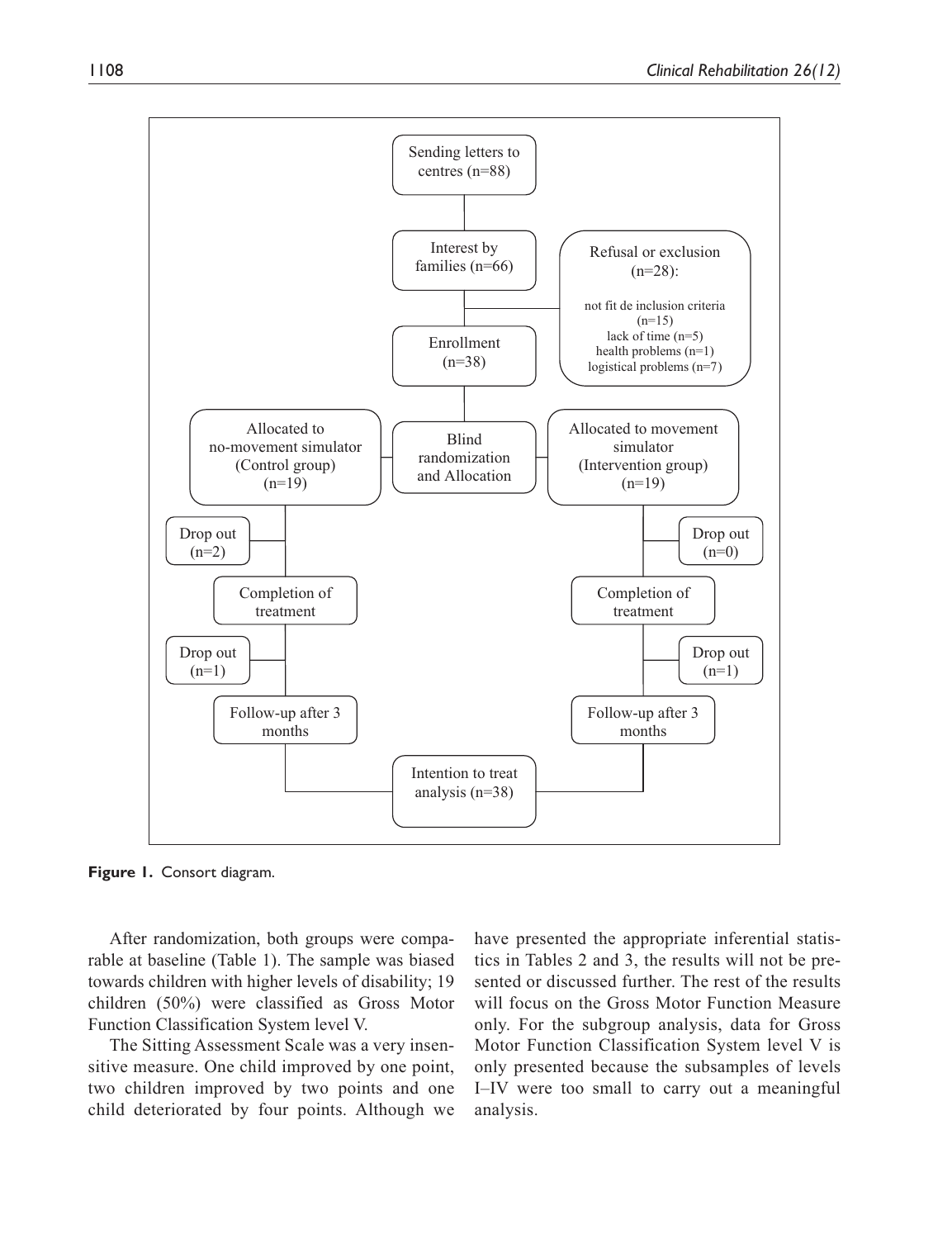Sending letters to centres (n=88)

Interest by families (n=66)

Refusal or exclusion (n=28):
- not fit de inclusion criteria (n=15)
- lack of time (n=5)
- health problems (n=1)
- logistical problems (n=7)

Enrollment (n=38)

Blind randomization and Allocation

| Allocated to no-movement simulator (Control group) (n=19) | Allocated to movement simulator (Intervention group) (n=19) |
| --- | --- |
| Drop out (n=2) | Drop out (n=0) |
| Completion of treatment | Completion of treatment |
| Drop out (n=1) | Drop out (n=1) |
| Follow-up after 3 months | Follow-up after 3 months |

Intention to treat analysis (n=38)

**Figure 1.** Consort diagram.

After randomization, both groups were comparable at baseline (Table 1). The sample was biased towards children with higher levels of disability; 19 children (50%) were classified as Gross Motor Function Classification System level V.

The Sitting Assessment Scale was a very insensitive measure. One child improved by one point, two children improved by two points and one child deteriorated by four points. Although we have presented the appropriate inferential statistics in Tables 2 and 3, the results will not be presented or discussed further. The rest of the results will focus on the Gross Motor Function Measure only. For the subgroup analysis, data for Gross Motor Function Classification System level V is only presented because the subsamples of levels I–IV were too small to carry out a meaningful analysis.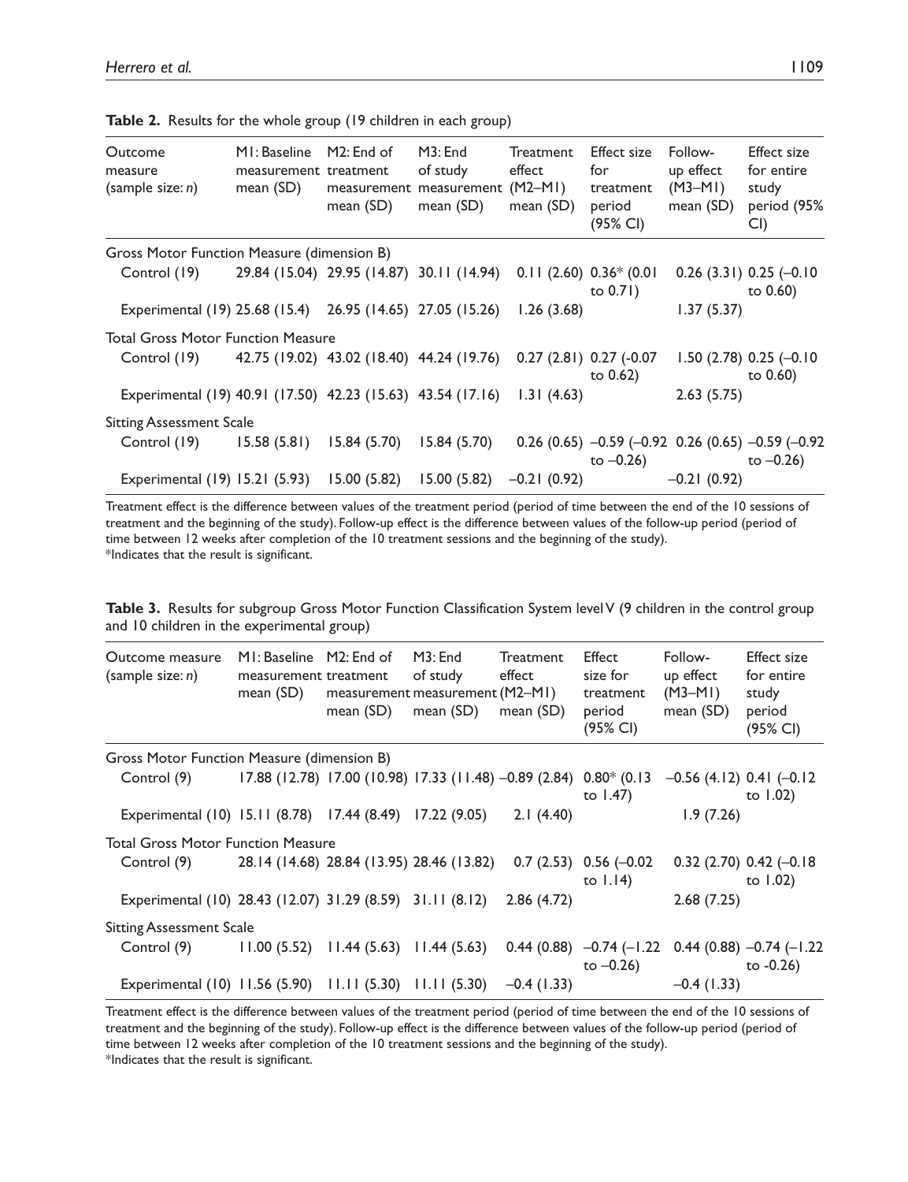**Table 2.** Results for the whole group (19 children in each group)

| Outcome measure (sample size: *n*) | M1: Baseline measurement mean (SD) | M2: End of treatment measurement mean (SD) | M3: End of study measurement mean (SD) | Treatment effect (M2–M1) mean (SD) | Effect size for treatment period (95% CI) | Follow-up effect (M3–M1) mean (SD) | Effect size for entire study period (95% CI) |
|---|---|---|---|---|---|---|---|
| Gross Motor Function Measure (dimension B) | | | | | | | |
| Control (19) | 29.84 (15.04) | 29.95 (14.87) | 30.11 (14.94) | 0.11 (2.60) | 0.36* (0.01 to 0.71) | 0.26 (3.31) | 0.25 (–0.10 to 0.60) |
| Experimental (19) | 25.68 (15.4) | 26.95 (14.65) | 27.05 (15.26) | 1.26 (3.68) | | 1.37 (5.37) | |
| Total Gross Motor Function Measure | | | | | | | |
| Control (19) | 42.75 (19.02) | 43.02 (18.40) | 44.24 (19.76) | 0.27 (2.81) | 0.27 (-0.07 to 0.62) | 1.50 (2.78) | 0.25 (–0.10 to 0.60) |
| Experimental (19) | 40.91 (17.50) | 42.23 (15.63) | 43.54 (17.16) | 1.31 (4.63) | | 2.63 (5.75) | |
| Sitting Assessment Scale | | | | | | | |
| Control (19) | 15.58 (5.81) | 15.84 (5.70) | 15.84 (5.70) | 0.26 (0.65) | –0.59 (–0.92 to –0.26) | 0.26 (0.65) | –0.59 (–0.92 to –0.26) |
| Experimental (19) | 15.21 (5.93) | 15.00 (5.82) | 15.00 (5.82) | –0.21 (0.92) | | –0.21 (0.92) | |

Treatment effect is the difference between values of the treatment period (period of time between the end of the 10 sessions of treatment and the beginning of the study). Follow-up effect is the difference between values of the follow-up period (period of time between 12 weeks after completion of the 10 treatment sessions and the beginning of the study).
*Indicates that the result is significant.

**Table 3.** Results for subgroup Gross Motor Function Classification System level V (9 children in the control group and 10 children in the experimental group)

| Outcome measure (sample size: *n*) | M1: Baseline measurement mean (SD) | M2: End of treatment measurement mean (SD) | M3: End of study measurement mean (SD) | Treatment effect (M2–M1) mean (SD) | Effect size for treatment period (95% CI) | Follow-up effect (M3–M1) mean (SD) | Effect size for entire study period (95% CI) |
|---|---|---|---|---|---|---|---|
| Gross Motor Function Measure (dimension B) | | | | | | | |
| Control (9) | 17.88 (12.78) | 17.00 (10.98) | 17.33 (11.48) | –0.89 (2.84) | 0.80* (0.13 to 1.47) | –0.56 (4.12) | 0.41 (–0.12 to 1.02) |
| Experimental (10) | 15.11 (8.78) | 17.44 (8.49) | 17.22 (9.05) | 2.1 (4.40) | | 1.9 (7.26) | |
| Total Gross Motor Function Measure | | | | | | | |
| Control (9) | 28.14 (14.68) | 28.84 (13.95) | 28.46 (13.82) | 0.7 (2.53) | 0.56 (–0.02 to 1.14) | 0.32 (2.70) | 0.42 (–0.18 to 1.02) |
| Experimental (10) | 28.43 (12.07) | 31.29 (8.59) | 31.11 (8.12) | 2.86 (4.72) | | 2.68 (7.25) | |
| Sitting Assessment Scale | | | | | | | |
| Control (9) | 11.00 (5.52) | 11.44 (5.63) | 11.44 (5.63) | 0.44 (0.88) | –0.74 (–1.22 to –0.26) | 0.44 (0.88) | –0.74 (–1.22 to -0.26) |
| Experimental (10) | 11.56 (5.90) | 11.11 (5.30) | 11.11 (5.30) | –0.4 (1.33) | | –0.4 (1.33) | |

Treatment effect is the difference between values of the treatment period (period of time between the end of the 10 sessions of treatment and the beginning of the study). Follow-up effect is the difference between values of the follow-up period (period of time between 12 weeks after completion of the 10 treatment sessions and the beginning of the study).
*Indicates that the result is significant.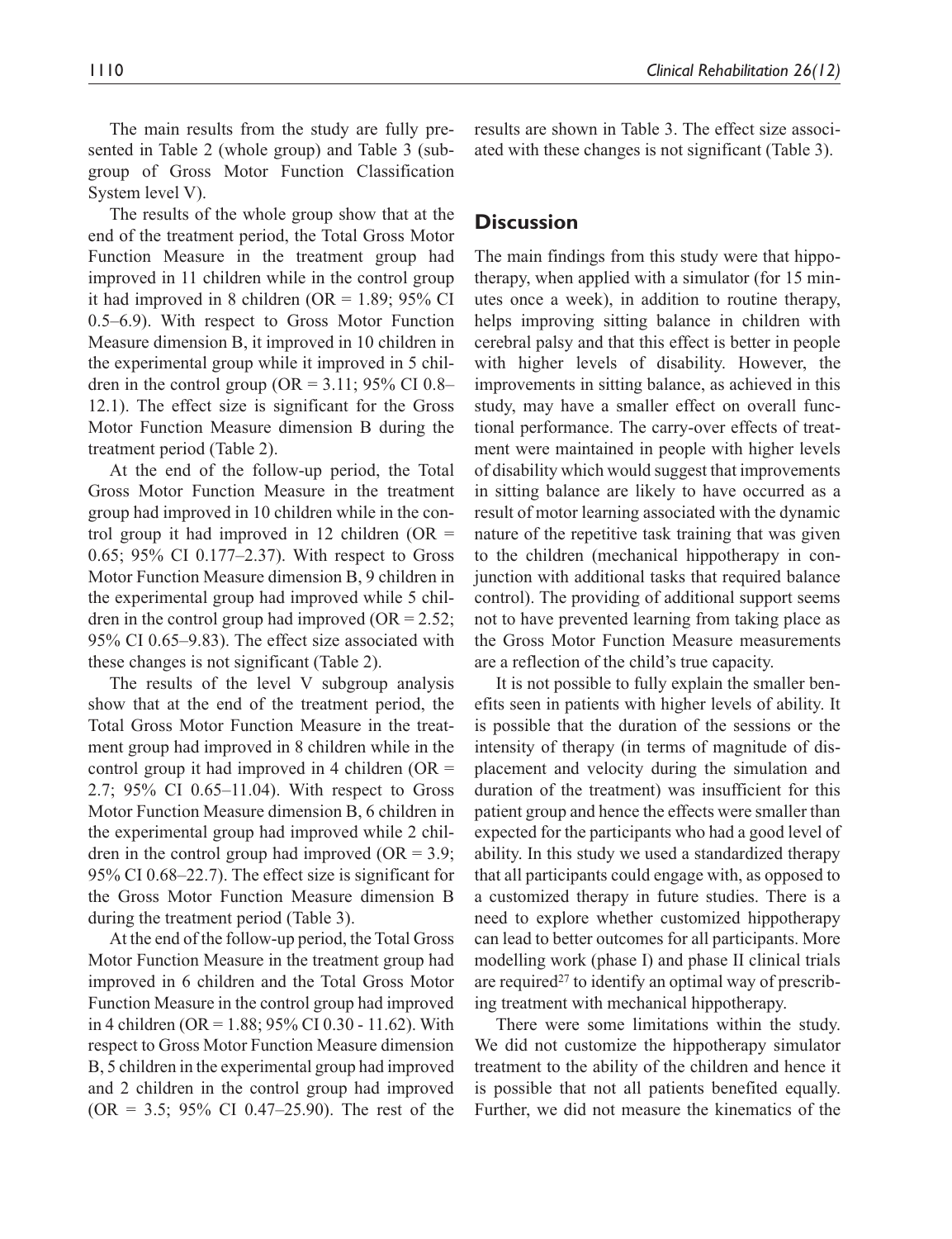The main results from the study are fully presented in Table 2 (whole group) and Table 3 (subgroup of Gross Motor Function Classification System level V).

The results of the whole group show that at the end of the treatment period, the Total Gross Motor Function Measure in the treatment group had improved in 11 children while in the control group it had improved in 8 children (OR = 1.89; 95% CI 0.5–6.9). With respect to Gross Motor Function Measure dimension B, it improved in 10 children in the experimental group while it improved in 5 children in the control group (OR = 3.11; 95% CI 0.8–12.1). The effect size is significant for the Gross Motor Function Measure dimension B during the treatment period (Table 2).

At the end of the follow-up period, the Total Gross Motor Function Measure in the treatment group had improved in 10 children while in the control group it had improved in 12 children (OR = 0.65; 95% CI 0.177–2.37). With respect to Gross Motor Function Measure dimension B, 9 children in the experimental group had improved while 5 children in the control group had improved (OR = 2.52; 95% CI 0.65–9.83). The effect size associated with these changes is not significant (Table 2).

The results of the level V subgroup analysis show that at the end of the treatment period, the Total Gross Motor Function Measure in the treatment group had improved in 8 children while in the control group it had improved in 4 children (OR = 2.7; 95% CI 0.65–11.04). With respect to Gross Motor Function Measure dimension B, 6 children in the experimental group had improved while 2 children in the control group had improved (OR = 3.9; 95% CI 0.68–22.7). The effect size is significant for the Gross Motor Function Measure dimension B during the treatment period (Table 3).

At the end of the follow-up period, the Total Gross Motor Function Measure in the treatment group had improved in 6 children and the Total Gross Motor Function Measure in the control group had improved in 4 children (OR = 1.88; 95% CI 0.30 - 11.62). With respect to Gross Motor Function Measure dimension B, 5 children in the experimental group had improved and 2 children in the control group had improved (OR = 3.5; 95% CI 0.47–25.90). The rest of the results are shown in Table 3. The effect size associated with these changes is not significant (Table 3).

## Discussion

The main findings from this study were that hippotherapy, when applied with a simulator (for 15 minutes once a week), in addition to routine therapy, helps improving sitting balance in children with cerebral palsy and that this effect is better in people with higher levels of disability. However, the improvements in sitting balance, as achieved in this study, may have a smaller effect on overall functional performance. The carry-over effects of treatment were maintained in people with higher levels of disability which would suggest that improvements in sitting balance are likely to have occurred as a result of motor learning associated with the dynamic nature of the repetitive task training that was given to the children (mechanical hippotherapy in conjunction with additional tasks that required balance control). The providing of additional support seems not to have prevented learning from taking place as the Gross Motor Function Measure measurements are a reflection of the child's true capacity.

It is not possible to fully explain the smaller benefits seen in patients with higher levels of ability. It is possible that the duration of the sessions or the intensity of therapy (in terms of magnitude of displacement and velocity during the simulation and duration of the treatment) was insufficient for this patient group and hence the effects were smaller than expected for the participants who had a good level of ability. In this study we used a standardized therapy that all participants could engage with, as opposed to a customized therapy in future studies. There is a need to explore whether customized hippotherapy can lead to better outcomes for all participants. More modelling work (phase I) and phase II clinical trials are required[27] to identify an optimal way of prescribing treatment with mechanical hippotherapy.

There were some limitations within the study. We did not customize the hippotherapy simulator treatment to the ability of the children and hence it is possible that not all patients benefited equally. Further, we did not measure the kinematics of the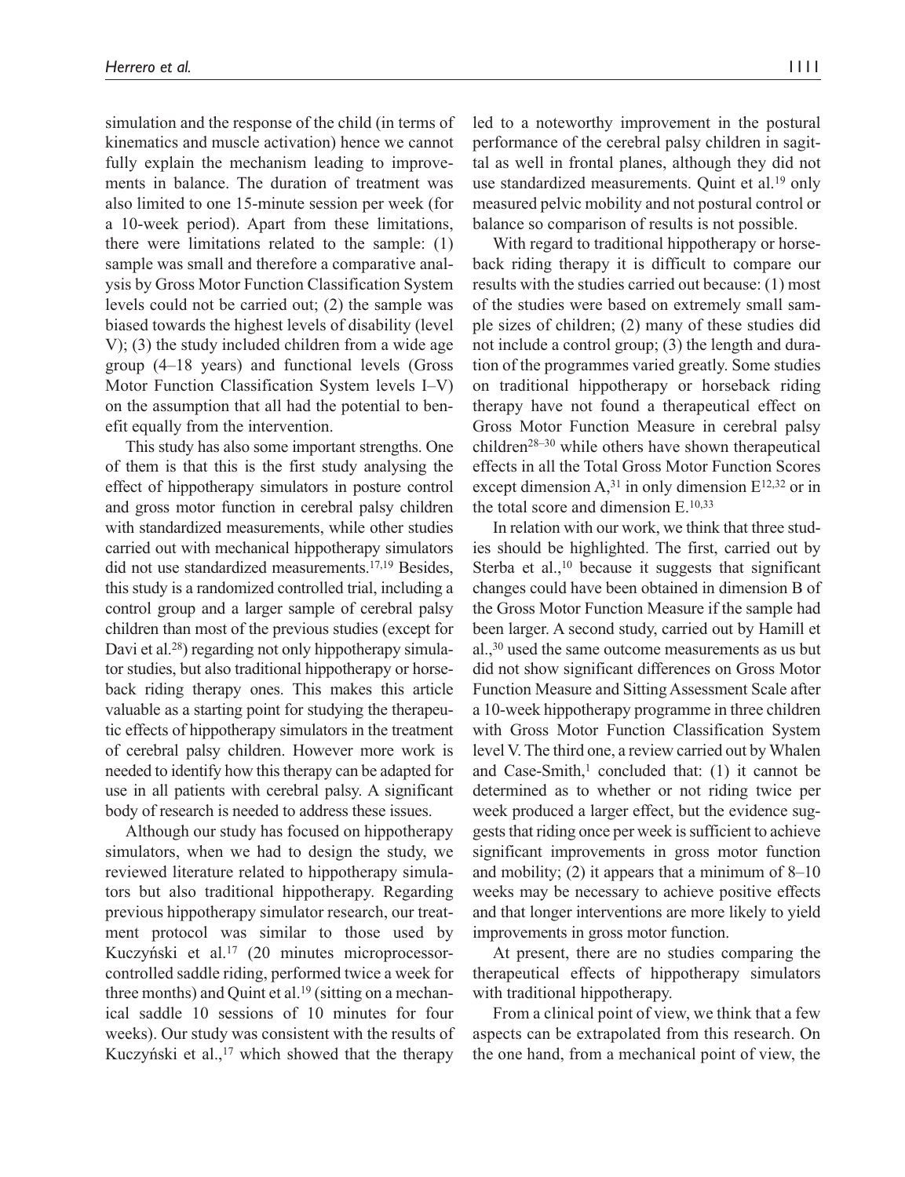simulation and the response of the child (in terms of kinematics and muscle activation) hence we cannot fully explain the mechanism leading to improvements in balance. The duration of treatment was also limited to one 15-minute session per week (for a 10-week period). Apart from these limitations, there were limitations related to the sample: (1) sample was small and therefore a comparative analysis by Gross Motor Function Classification System levels could not be carried out; (2) the sample was biased towards the highest levels of disability (level V); (3) the study included children from a wide age group (4–18 years) and functional levels (Gross Motor Function Classification System levels I–V) on the assumption that all had the potential to benefit equally from the intervention.

This study has also some important strengths. One of them is that this is the first study analysing the effect of hippotherapy simulators in posture control and gross motor function in cerebral palsy children with standardized measurements, while other studies carried out with mechanical hippotherapy simulators did not use standardized measurements.[17,19] Besides, this study is a randomized controlled trial, including a control group and a larger sample of cerebral palsy children than most of the previous studies (except for Davi et al.[28]) regarding not only hippotherapy simulator studies, but also traditional hippotherapy or horseback riding therapy ones. This makes this article valuable as a starting point for studying the therapeutic effects of hippotherapy simulators in the treatment of cerebral palsy children. However more work is needed to identify how this therapy can be adapted for use in all patients with cerebral palsy. A significant body of research is needed to address these issues.

Although our study has focused on hippotherapy simulators, when we had to design the study, we reviewed literature related to hippotherapy simulators but also traditional hippotherapy. Regarding previous hippotherapy simulator research, our treatment protocol was similar to those used by Kuczyński et al.[17] (20 minutes microprocessor-controlled saddle riding, performed twice a week for three months) and Quint et al.[19] (sitting on a mechanical saddle 10 sessions of 10 minutes for four weeks). Our study was consistent with the results of Kuczyński et al.,[17] which showed that the therapy led to a noteworthy improvement in the postural performance of the cerebral palsy children in sagittal as well in frontal planes, although they did not use standardized measurements. Quint et al.[19] only measured pelvic mobility and not postural control or balance so comparison of results is not possible.

With regard to traditional hippotherapy or horseback riding therapy it is difficult to compare our results with the studies carried out because: (1) most of the studies were based on extremely small sample sizes of children; (2) many of these studies did not include a control group; (3) the length and duration of the programmes varied greatly. Some studies on traditional hippotherapy or horseback riding therapy have not found a therapeutical effect on Gross Motor Function Measure in cerebral palsy children[28–30] while others have shown therapeutical effects in all the Total Gross Motor Function Scores except dimension A,[31] in only dimension E[12,32] or in the total score and dimension E.[10,33]

In relation with our work, we think that three studies should be highlighted. The first, carried out by Sterba et al.,[10] because it suggests that significant changes could have been obtained in dimension B of the Gross Motor Function Measure if the sample had been larger. A second study, carried out by Hamill et al.,[30] used the same outcome measurements as us but did not show significant differences on Gross Motor Function Measure and Sitting Assessment Scale after a 10-week hippotherapy programme in three children with Gross Motor Function Classification System level V. The third one, a review carried out by Whalen and Case-Smith,[1] concluded that: (1) it cannot be determined as to whether or not riding twice per week produced a larger effect, but the evidence suggests that riding once per week is sufficient to achieve significant improvements in gross motor function and mobility; (2) it appears that a minimum of 8–10 weeks may be necessary to achieve positive effects and that longer interventions are more likely to yield improvements in gross motor function.

At present, there are no studies comparing the therapeutical effects of hippotherapy simulators with traditional hippotherapy.

From a clinical point of view, we think that a few aspects can be extrapolated from this research. On the one hand, from a mechanical point of view, the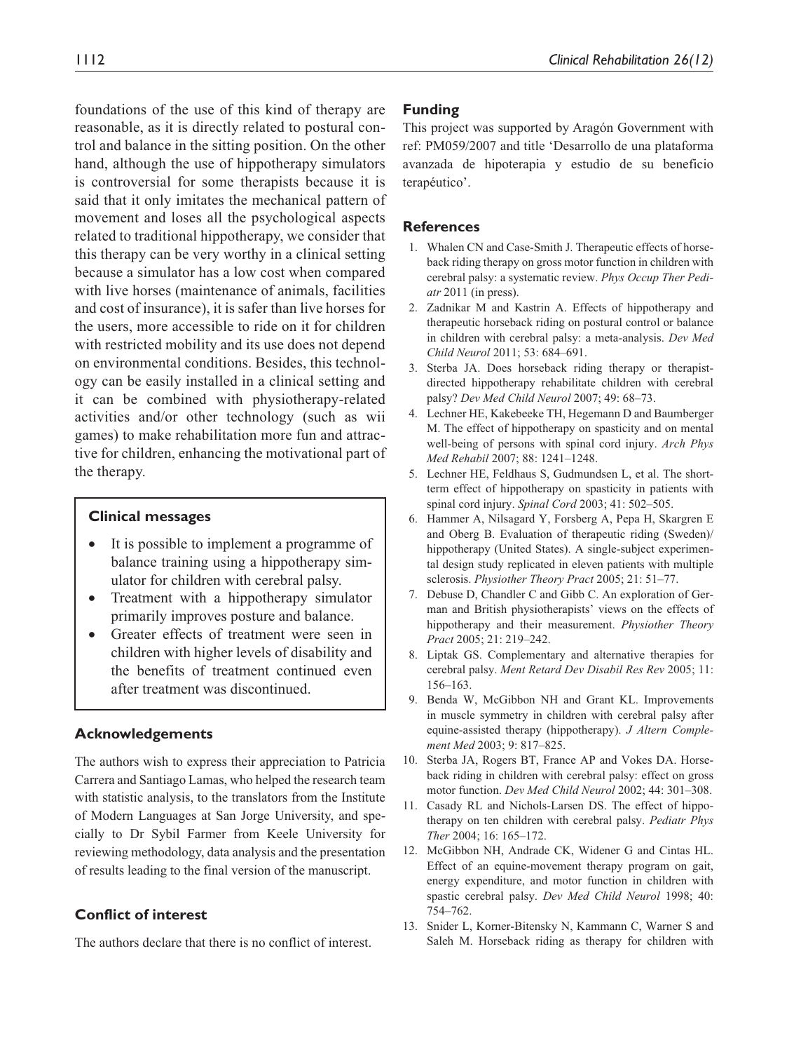foundations of the use of this kind of therapy are reasonable, as it is directly related to postural control and balance in the sitting position. On the other hand, although the use of hippotherapy simulators is controversial for some therapists because it is said that it only imitates the mechanical pattern of movement and loses all the psychological aspects related to traditional hippotherapy, we consider that this therapy can be very worthy in a clinical setting because a simulator has a low cost when compared with live horses (maintenance of animals, facilities and cost of insurance), it is safer than live horses for the users, more accessible to ride on it for children with restricted mobility and its use does not depend on environmental conditions. Besides, this technology can be easily installed in a clinical setting and it can be combined with physiotherapy-related activities and/or other technology (such as wii games) to make rehabilitation more fun and attractive for children, enhancing the motivational part of the therapy.

### Clinical messages

- It is possible to implement a programme of balance training using a hippotherapy simulator for children with cerebral palsy.
- Treatment with a hippotherapy simulator primarily improves posture and balance.
- Greater effects of treatment were seen in children with higher levels of disability and the benefits of treatment continued even after treatment was discontinued.

## Acknowledgements

The authors wish to express their appreciation to Patricia Carrera and Santiago Lamas, who helped the research team with statistic analysis, to the translators from the Institute of Modern Languages at San Jorge University, and specially to Dr Sybil Farmer from Keele University for reviewing methodology, data analysis and the presentation of results leading to the final version of the manuscript.

## Conflict of interest

The authors declare that there is no conflict of interest.

## Funding

This project was supported by Aragón Government with ref: PM059/2007 and title 'Desarrollo de una plataforma avanzada de hipoterapia y estudio de su beneficio terapéutico'.

## References

1. Whalen CN and Case-Smith J. Therapeutic effects of horseback riding therapy on gross motor function in children with cerebral palsy: a systematic review. *Phys Occup Ther Pediatr* 2011 (in press).
2. Zadnikar M and Kastrin A. Effects of hippotherapy and therapeutic horseback riding on postural control or balance in children with cerebral palsy: a meta-analysis. *Dev Med Child Neurol* 2011; 53: 684–691.
3. Sterba JA. Does horseback riding therapy or therapist-directed hippotherapy rehabilitate children with cerebral palsy? *Dev Med Child Neurol* 2007; 49: 68–73.
4. Lechner HE, Kakebeeke TH, Hegemann D and Baumberger M. The effect of hippotherapy on spasticity and on mental well-being of persons with spinal cord injury. *Arch Phys Med Rehabil* 2007; 88: 1241–1248.
5. Lechner HE, Feldhaus S, Gudmundsen L, et al. The short-term effect of hippotherapy on spasticity in patients with spinal cord injury. *Spinal Cord* 2003; 41: 502–505.
6. Hammer A, Nilsagard Y, Forsberg A, Pepa H, Skargren E and Oberg B. Evaluation of therapeutic riding (Sweden)/hippotherapy (United States). A single-subject experimental design study replicated in eleven patients with multiple sclerosis. *Physiother Theory Pract* 2005; 21: 51–77.
7. Debuse D, Chandler C and Gibb C. An exploration of German and British physiotherapists' views on the effects of hippotherapy and their measurement. *Physiother Theory Pract* 2005; 21: 219–242.
8. Liptak GS. Complementary and alternative therapies for cerebral palsy. *Ment Retard Dev Disabil Res Rev* 2005; 11: 156–163.
9. Benda W, McGibbon NH and Grant KL. Improvements in muscle symmetry in children with cerebral palsy after equine-assisted therapy (hippotherapy). *J Altern Complement Med* 2003; 9: 817–825.
10. Sterba JA, Rogers BT, France AP and Vokes DA. Horseback riding in children with cerebral palsy: effect on gross motor function. *Dev Med Child Neurol* 2002; 44: 301–308.
11. Casady RL and Nichols-Larsen DS. The effect of hippotherapy on ten children with cerebral palsy. *Pediatr Phys Ther* 2004; 16: 165–172.
12. McGibbon NH, Andrade CK, Widener G and Cintas HL. Effect of an equine-movement therapy program on gait, energy expenditure, and motor function in children with spastic cerebral palsy. *Dev Med Child Neurol* 1998; 40: 754–762.
13. Snider L, Korner-Bitensky N, Kammann C, Warner S and Saleh M. Horseback riding as therapy for children with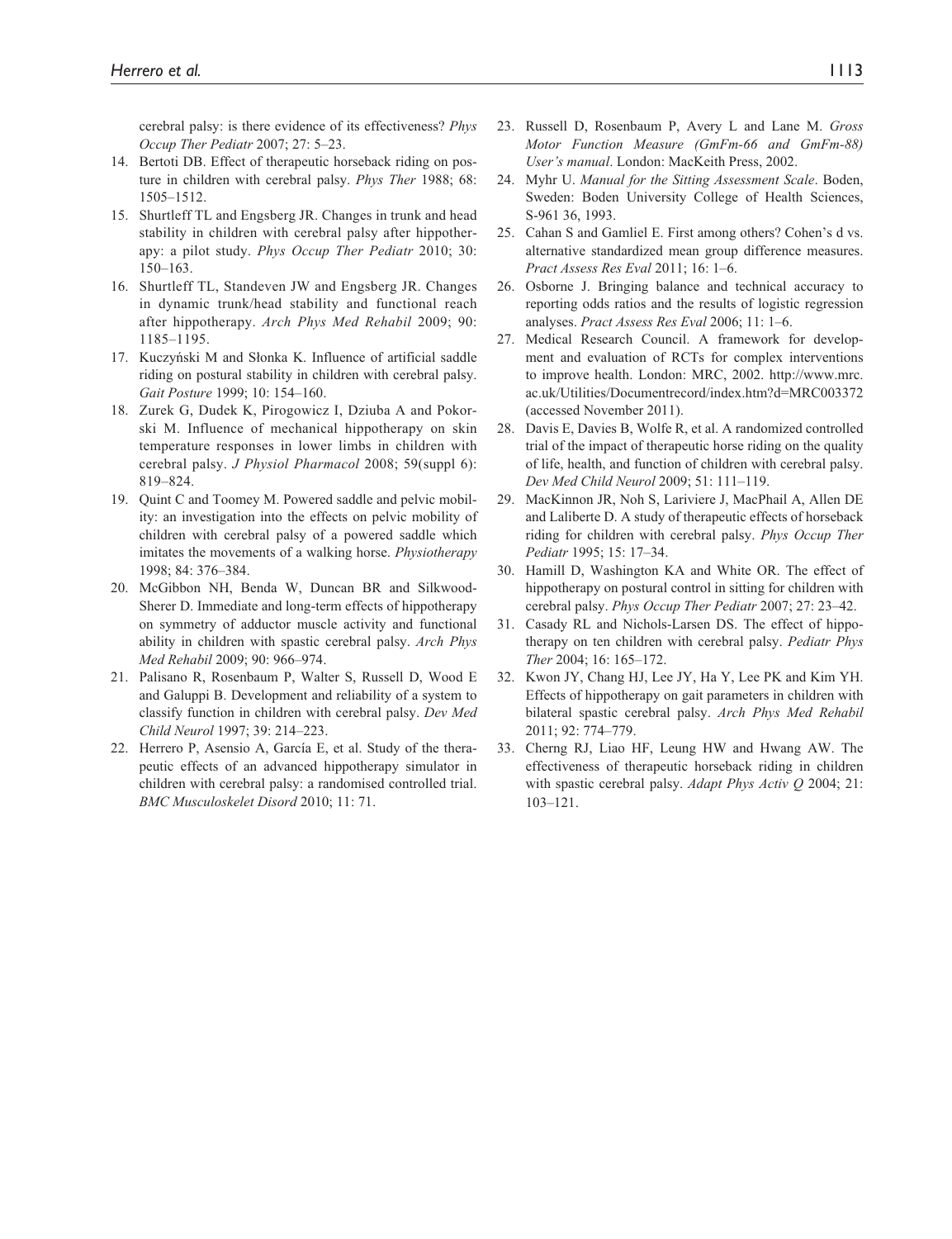cerebral palsy: is there evidence of its effectiveness? *Phys Occup Ther Pediatr* 2007; 27: 5–23.

14. Bertoti DB. Effect of therapeutic horseback riding on posture in children with cerebral palsy. *Phys Ther* 1988; 68: 1505–1512.
15. Shurtleff TL and Engsberg JR. Changes in trunk and head stability in children with cerebral palsy after hippotherapy: a pilot study. *Phys Occup Ther Pediatr* 2010; 30: 150–163.
16. Shurtleff TL, Standeven JW and Engsberg JR. Changes in dynamic trunk/head stability and functional reach after hippotherapy. *Arch Phys Med Rehabil* 2009; 90: 1185–1195.
17. Kuczyński M and Słonka K. Influence of artificial saddle riding on postural stability in children with cerebral palsy. *Gait Posture* 1999; 10: 154–160.
18. Zurek G, Dudek K, Pirogowicz I, Dziuba A and Pokorski M. Influence of mechanical hippotherapy on skin temperature responses in lower limbs in children with cerebral palsy. *J Physiol Pharmacol* 2008; 59(suppl 6): 819–824.
19. Quint C and Toomey M. Powered saddle and pelvic mobility: an investigation into the effects on pelvic mobility of children with cerebral palsy of a powered saddle which imitates the movements of a walking horse. *Physiotherapy* 1998; 84: 376–384.
20. McGibbon NH, Benda W, Duncan BR and Silkwood-Sherer D. Immediate and long-term effects of hippotherapy on symmetry of adductor muscle activity and functional ability in children with spastic cerebral palsy. *Arch Phys Med Rehabil* 2009; 90: 966–974.
21. Palisano R, Rosenbaum P, Walter S, Russell D, Wood E and Galuppi B. Development and reliability of a system to classify function in children with cerebral palsy. *Dev Med Child Neurol* 1997; 39: 214–223.
22. Herrero P, Asensio A, García E, et al. Study of the therapeutic effects of an advanced hippotherapy simulator in children with cerebral palsy: a randomised controlled trial. *BMC Musculoskelet Disord* 2010; 11: 71.
23. Russell D, Rosenbaum P, Avery L and Lane M. *Gross Motor Function Measure (GmFm-66 and GmFm-88) User's manual*. London: MacKeith Press, 2002.
24. Myhr U. *Manual for the Sitting Assessment Scale*. Boden, Sweden: Boden University College of Health Sciences, S-961 36, 1993.
25. Cahan S and Gamliel E. First among others? Cohen's d vs. alternative standardized mean group difference measures. *Pract Assess Res Eval* 2011; 16: 1–6.
26. Osborne J. Bringing balance and technical accuracy to reporting odds ratios and the results of logistic regression analyses. *Pract Assess Res Eval* 2006; 11: 1–6.
27. Medical Research Council. A framework for development and evaluation of RCTs for complex interventions to improve health. London: MRC, 2002. http://www.mrc.ac.uk/Utilities/Documentrecord/index.htm?d=MRC003372 (accessed November 2011).
28. Davis E, Davies B, Wolfe R, et al. A randomized controlled trial of the impact of therapeutic horse riding on the quality of life, health, and function of children with cerebral palsy. *Dev Med Child Neurol* 2009; 51: 111–119.
29. MacKinnon JR, Noh S, Lariviere J, MacPhail A, Allen DE and Laliberte D. A study of therapeutic effects of horseback riding for children with cerebral palsy. *Phys Occup Ther Pediatr* 1995; 15: 17–34.
30. Hamill D, Washington KA and White OR. The effect of hippotherapy on postural control in sitting for children with cerebral palsy. *Phys Occup Ther Pediatr* 2007; 27: 23–42.
31. Casady RL and Nichols-Larsen DS. The effect of hippotherapy on ten children with cerebral palsy. *Pediatr Phys Ther* 2004; 16: 165–172.
32. Kwon JY, Chang HJ, Lee JY, Ha Y, Lee PK and Kim YH. Effects of hippotherapy on gait parameters in children with bilateral spastic cerebral palsy. *Arch Phys Med Rehabil* 2011; 92: 774–779.
33. Cherng RJ, Liao HF, Leung HW and Hwang AW. The effectiveness of therapeutic horseback riding in children with spastic cerebral palsy. *Adapt Phys Activ Q* 2004; 21: 103–121.